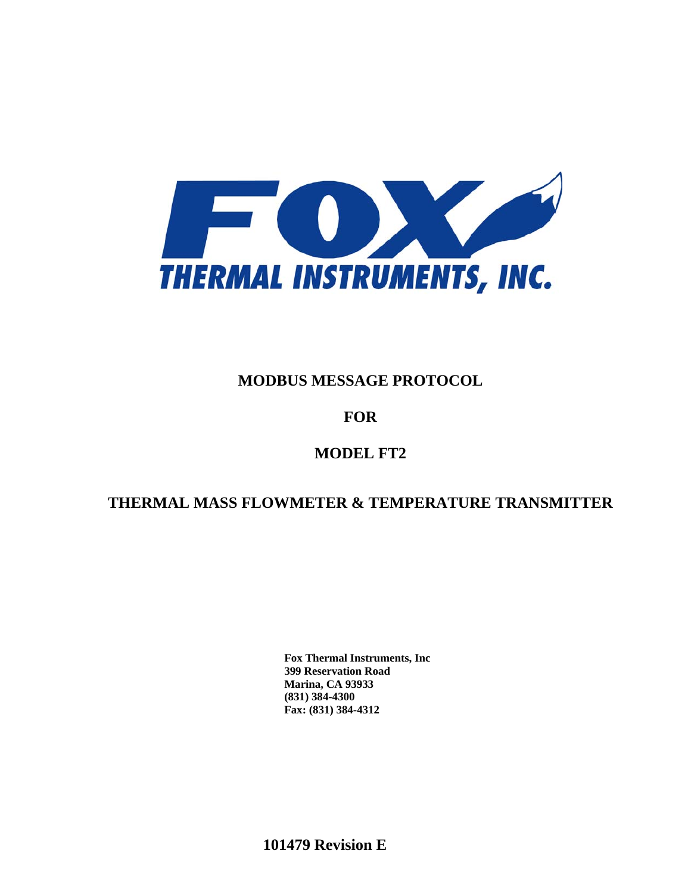FOX

THERMAL INSTRUMENTS, INC.

# MODBUS MESSAGE PROTOCOL

# FOR

# MODEL FT2

# THERMAL MASS FLOWMETER & TEMPERATURE TRANSMITTER

**Fox Thermal Instruments, Inc**
**399 Reservation Road**
**Marina, CA 93933**
**(831) 384-4300**
**Fax: (831) 384-4312**

**101479 Revision E**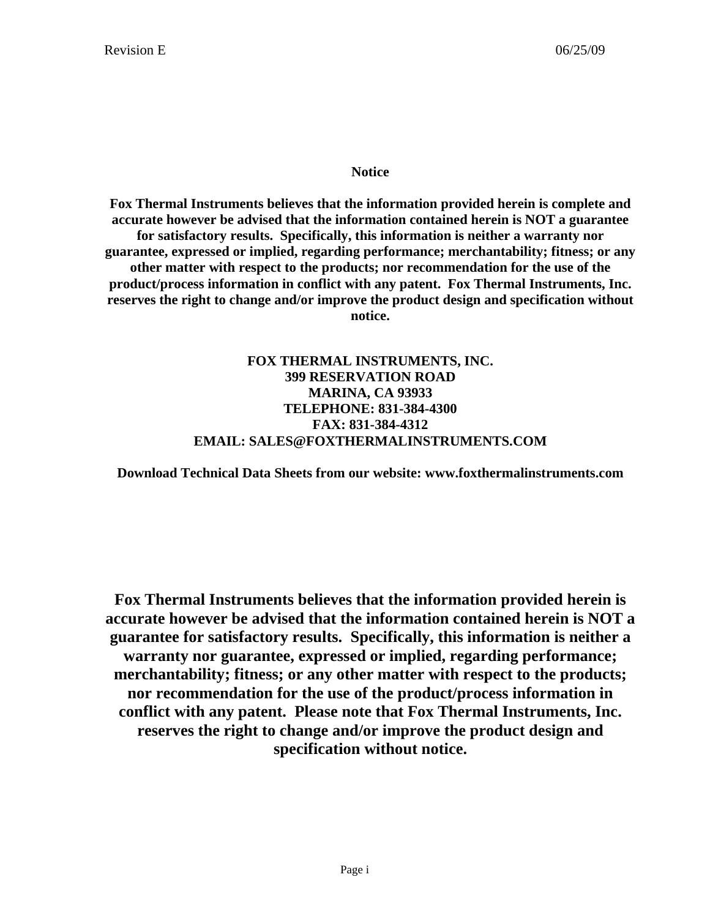**Notice**

**Fox Thermal Instruments believes that the information provided herein is complete and accurate however be advised that the information contained herein is NOT a guarantee for satisfactory results. Specifically, this information is neither a warranty nor guarantee, expressed or implied, regarding performance; merchantability; fitness; or any other matter with respect to the products; nor recommendation for the use of the product/process information in conflict with any patent. Fox Thermal Instruments, Inc. reserves the right to change and/or improve the product design and specification without notice.**

**FOX THERMAL INSTRUMENTS, INC.**
**399 RESERVATION ROAD**
**MARINA, CA 93933**
**TELEPHONE: 831-384-4300**
**FAX: 831-384-4312**
**EMAIL: SALES@FOXTHERMALINSTRUMENTS.COM**

**Download Technical Data Sheets from our website: www.foxthermalinstruments.com**

**Fox Thermal Instruments believes that the information provided herein is accurate however be advised that the information contained herein is NOT a guarantee for satisfactory results. Specifically, this information is neither a warranty nor guarantee, expressed or implied, regarding performance; merchantability; fitness; or any other matter with respect to the products; nor recommendation for the use of the product/process information in conflict with any patent. Please note that Fox Thermal Instruments, Inc. reserves the right to change and/or improve the product design and specification without notice.**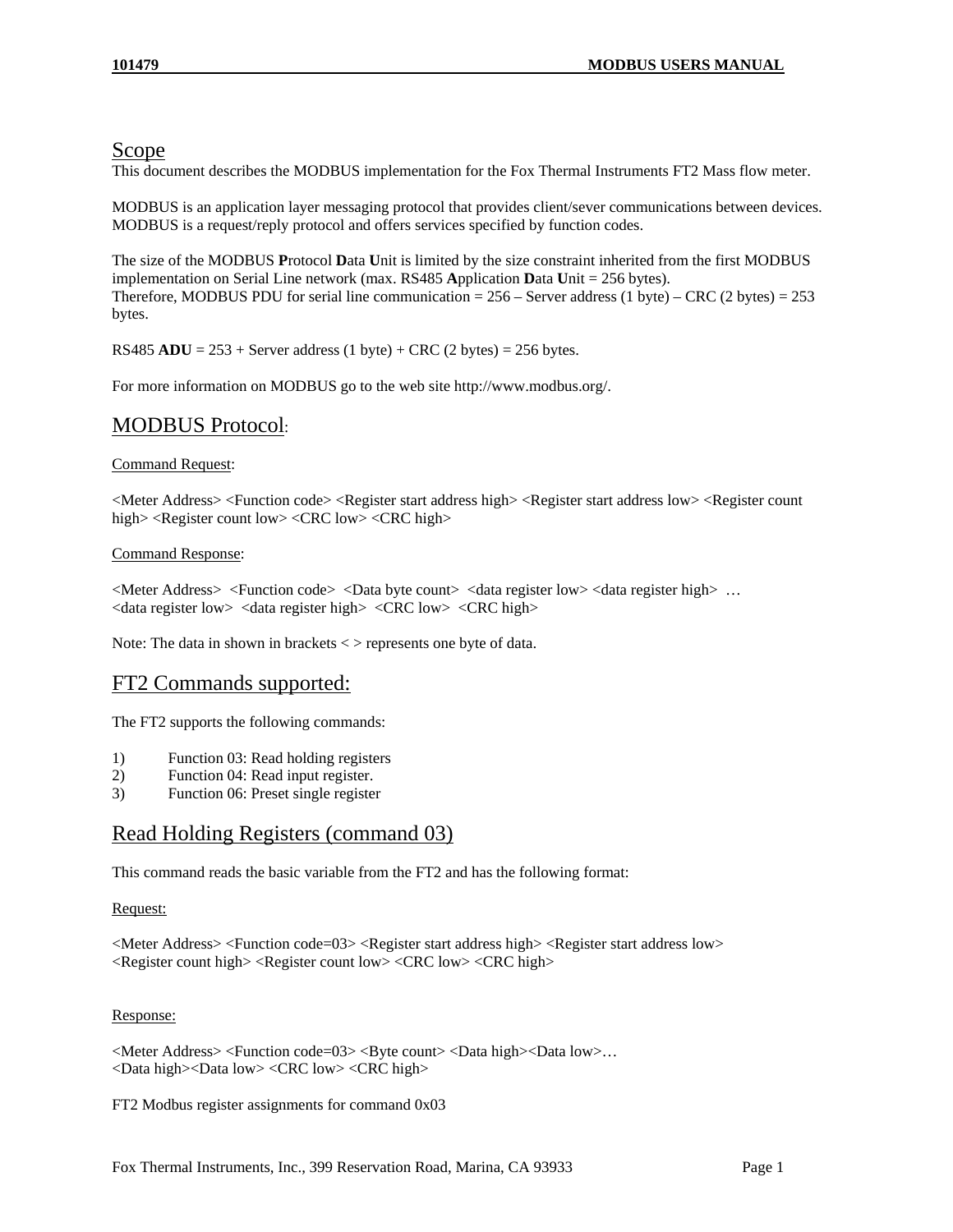## Scope

This document describes the MODBUS implementation for the Fox Thermal Instruments FT2 Mass flow meter.

MODBUS is an application layer messaging protocol that provides client/sever communications between devices. MODBUS is a request/reply protocol and offers services specified by function codes.

The size of the MODBUS **P**rotocol **D**ata **U**nit is limited by the size constraint inherited from the first MODBUS implementation on Serial Line network (max. RS485 **A**pplication **D**ata **U**nit = 256 bytes).
Therefore, MODBUS PDU for serial line communication = 256 – Server address (1 byte) – CRC (2 bytes) = 253 bytes.

RS485 **ADU** = 253 + Server address (1 byte) + CRC (2 bytes) = 256 bytes.

For more information on MODBUS go to the web site http://www.modbus.org/.

## MODBUS Protocol:

Command Request:

<Meter Address> <Function code> <Register start address high> <Register start address low> <Register count high> <Register count low> <CRC low> <CRC high>

Command Response:

<Meter Address> <Function code> <Data byte count> <data register low> <data register high> …
<data register low> <data register high> <CRC low> <CRC high>

Note: The data in shown in brackets < > represents one byte of data.

## FT2 Commands supported:

The FT2 supports the following commands:

1) Function 03: Read holding registers
2) Function 04: Read input register.
3) Function 06: Preset single register

## Read Holding Registers (command 03)

This command reads the basic variable from the FT2 and has the following format:

Request:

<Meter Address> <Function code=03> <Register start address high> <Register start address low>
<Register count high> <Register count low> <CRC low> <CRC high>

Response:

<Meter Address> <Function code=03> <Byte count> <Data high><Data low>…
<Data high><Data low> <CRC low> <CRC high>

FT2 Modbus register assignments for command 0x03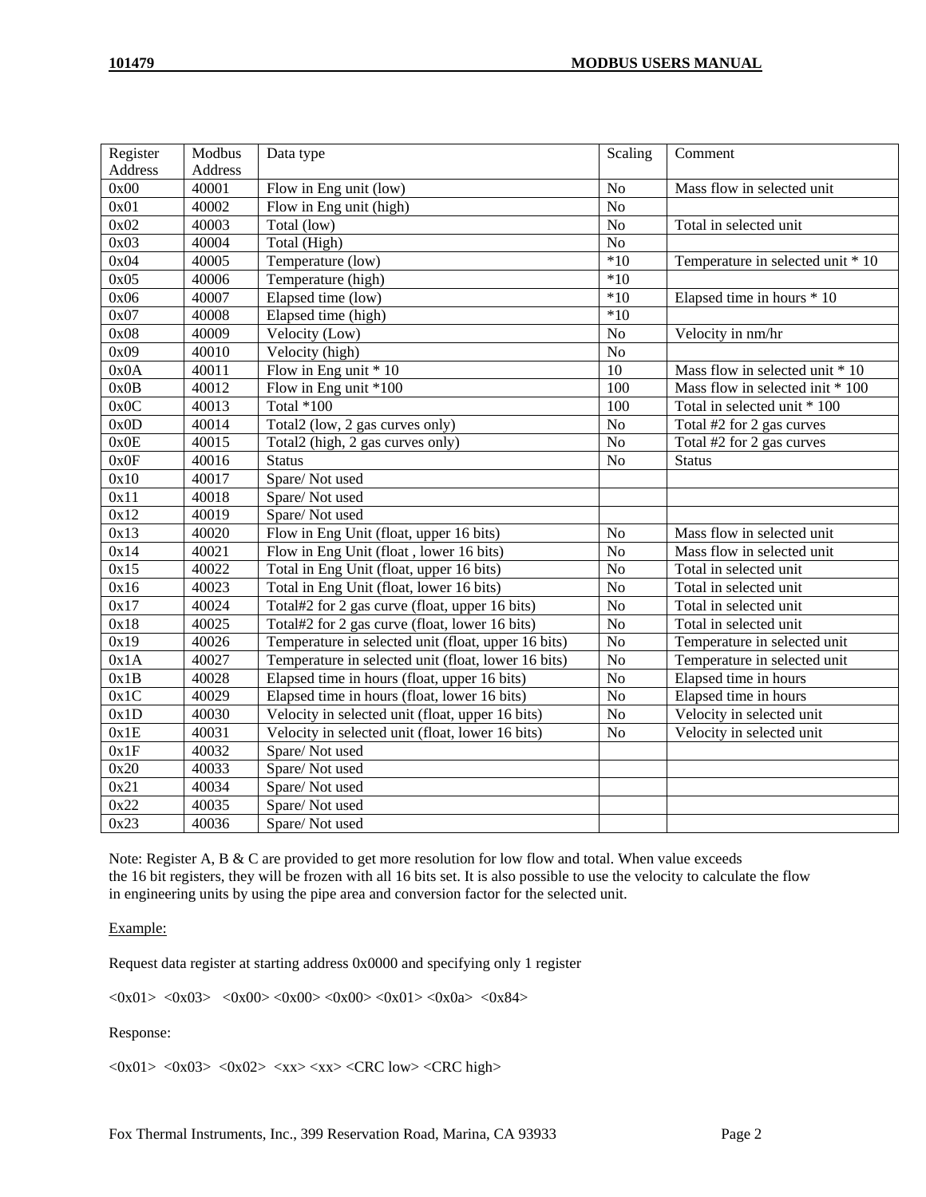| Register Address | Modbus Address | Data type | Scaling | Comment |
|---|---|---|---|---|
| 0x00 | 40001 | Flow in Eng unit (low) | No | Mass flow in selected unit |
| 0x01 | 40002 | Flow in Eng unit (high) | No | |
| 0x02 | 40003 | Total (low) | No | Total in selected unit |
| 0x03 | 40004 | Total (High) | No | |
| 0x04 | 40005 | Temperature (low) | *10 | Temperature in selected unit * 10 |
| 0x05 | 40006 | Temperature (high) | *10 | |
| 0x06 | 40007 | Elapsed time (low) | *10 | Elapsed time in hours * 10 |
| 0x07 | 40008 | Elapsed time (high) | *10 | |
| 0x08 | 40009 | Velocity (Low) | No | Velocity in nm/hr |
| 0x09 | 40010 | Velocity (high) | No | |
| 0x0A | 40011 | Flow in Eng unit * 10 | 10 | Mass flow in selected unit * 10 |
| 0x0B | 40012 | Flow in Eng unit *100 | 100 | Mass flow in selected init * 100 |
| 0x0C | 40013 | Total *100 | 100 | Total in selected unit * 100 |
| 0x0D | 40014 | Total2 (low, 2 gas curves only) | No | Total #2 for 2 gas curves |
| 0x0E | 40015 | Total2 (high, 2 gas curves only) | No | Total #2 for 2 gas curves |
| 0x0F | 40016 | Status | No | Status |
| 0x10 | 40017 | Spare/ Not used | | |
| 0x11 | 40018 | Spare/ Not used | | |
| 0x12 | 40019 | Spare/ Not used | | |
| 0x13 | 40020 | Flow in Eng Unit (float, upper 16 bits) | No | Mass flow in selected unit |
| 0x14 | 40021 | Flow in Eng Unit (float , lower 16 bits) | No | Mass flow in selected unit |
| 0x15 | 40022 | Total in Eng Unit (float, upper 16 bits) | No | Total in selected unit |
| 0x16 | 40023 | Total in Eng Unit (float, lower 16 bits) | No | Total in selected unit |
| 0x17 | 40024 | Total#2 for 2 gas curve (float, upper 16 bits) | No | Total in selected unit |
| 0x18 | 40025 | Total#2 for 2 gas curve (float, lower 16 bits) | No | Total in selected unit |
| 0x19 | 40026 | Temperature in selected unit (float, upper 16 bits) | No | Temperature in selected unit |
| 0x1A | 40027 | Temperature in selected unit (float, lower 16 bits) | No | Temperature in selected unit |
| 0x1B | 40028 | Elapsed time in hours (float, upper 16 bits) | No | Elapsed time in hours |
| 0x1C | 40029 | Elapsed time in hours (float, lower 16 bits) | No | Elapsed time in hours |
| 0x1D | 40030 | Velocity in selected unit (float, upper 16 bits) | No | Velocity in selected unit |
| 0x1E | 40031 | Velocity in selected unit (float, lower 16 bits) | No | Velocity in selected unit |
| 0x1F | 40032 | Spare/ Not used | | |
| 0x20 | 40033 | Spare/ Not used | | |
| 0x21 | 40034 | Spare/ Not used | | |
| 0x22 | 40035 | Spare/ Not used | | |
| 0x23 | 40036 | Spare/ Not used | | |

Note: Register A, B & C are provided to get more resolution for low flow and total. When value exceeds the 16 bit registers, they will be frozen with all 16 bits set. It is also possible to use the velocity to calculate the flow in engineering units by using the pipe area and conversion factor for the selected unit.

Example:

Request data register at starting address 0x0000 and specifying only 1 register

<0x01> <0x03> <0x00> <0x00> <0x00> <0x01> <0x0a> <0x84>

Response:

<0x01> <0x03> <0x02> <xx> <xx> <CRC low> <CRC high>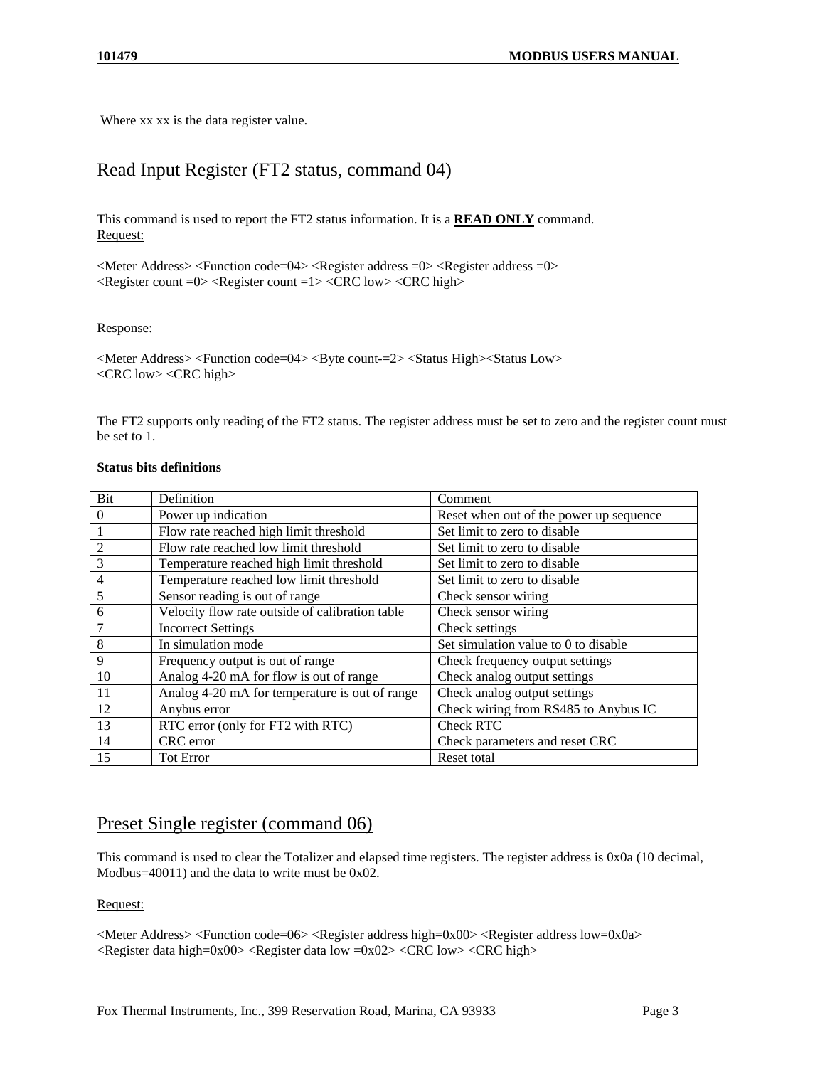Where xx xx is the data register value.

## Read Input Register (FT2 status, command 04)

This command is used to report the FT2 status information. It is a **READ ONLY** command.

Request:

<Meter Address> <Function code=04> <Register address =0> <Register address =0>
<Register count =0> <Register count =1> <CRC low> <CRC high>

Response:

<Meter Address> <Function code=04> <Byte count-=2> <Status High><Status Low>
<CRC low> <CRC high>

The FT2 supports only reading of the FT2 status. The register address must be set to zero and the register count must be set to 1.

**Status bits definitions**

| Bit | Definition | Comment |
|---|---|---|
| 0 | Power up indication | Reset when out of the power up sequence |
| 1 | Flow rate reached high limit threshold | Set limit to zero to disable |
| 2 | Flow rate reached low limit threshold | Set limit to zero to disable |
| 3 | Temperature reached high limit threshold | Set limit to zero to disable |
| 4 | Temperature reached low limit threshold | Set limit to zero to disable |
| 5 | Sensor reading is out of range | Check sensor wiring |
| 6 | Velocity flow rate outside of calibration table | Check sensor wiring |
| 7 | Incorrect Settings | Check settings |
| 8 | In simulation mode | Set simulation value to 0 to disable |
| 9 | Frequency output is out of range | Check frequency output settings |
| 10 | Analog 4-20 mA for flow is out of range | Check analog output settings |
| 11 | Analog 4-20 mA for temperature is out of range | Check analog output settings |
| 12 | Anybus error | Check wiring from RS485 to Anybus IC |
| 13 | RTC error (only for FT2 with RTC) | Check RTC |
| 14 | CRC error | Check parameters and reset CRC |
| 15 | Tot Error | Reset total |

## Preset Single register (command 06)

This command is used to clear the Totalizer and elapsed time registers. The register address is 0x0a (10 decimal, Modbus=40011) and the data to write must be 0x02.

Request:

<Meter Address> <Function code=06> <Register address high=0x00> <Register address low=0x0a>
<Register data high=0x00> <Register data low =0x02> <CRC low> <CRC high>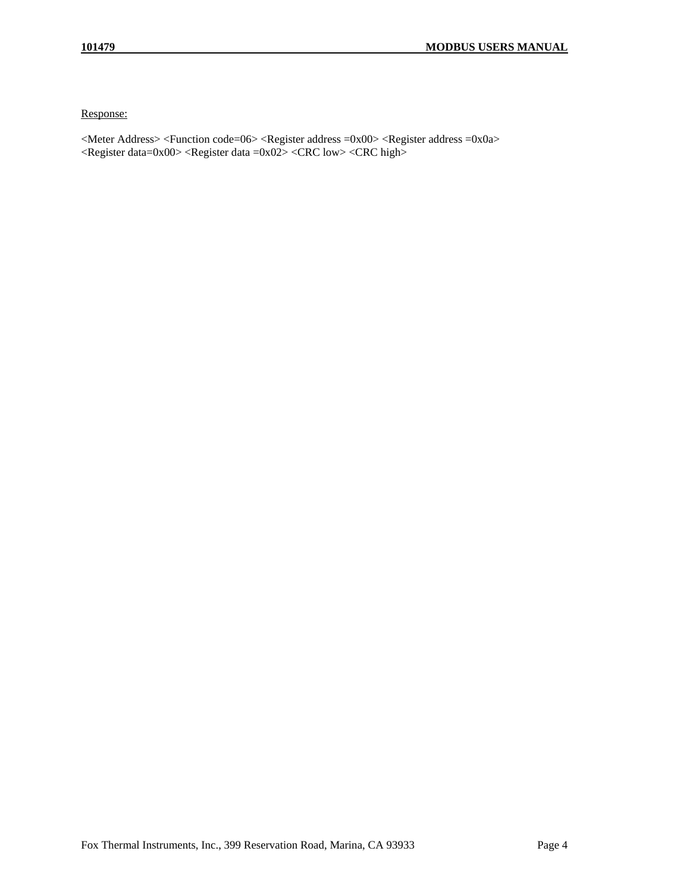Response:

<Meter Address> <Function code=06> <Register address =0x00> <Register address =0x0a> <Register data=0x00> <Register data =0x02> <CRC low> <CRC high>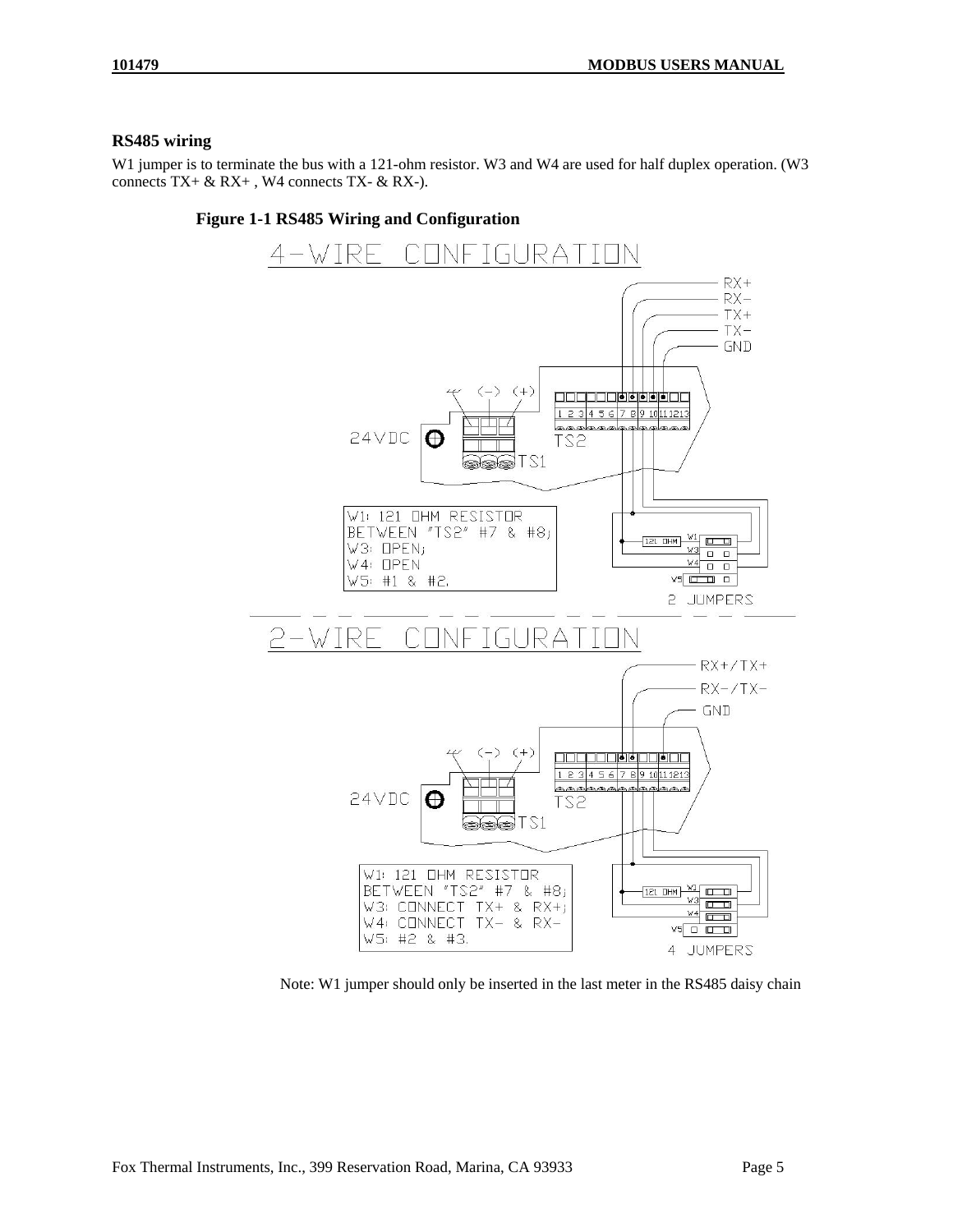### RS485 wiring

W1 jumper is to terminate the bus with a 121-ohm resistor. W3 and W4 are used for half duplex operation. (W3 connects TX+ & RX+ , W4 connects TX- & RX-).

**Figure 1-1 RS485 Wiring and Configuration**

4-WIRE CONFIGURATION

W1: 121 OHM RESISTOR BETWEEN "TS2" #7 & #8;
W3: OPEN;
W4: OPEN
W5: #1 & #2.

2 JUMPERS

2-WIRE CONFIGURATION

W1: 121 OHM RESISTOR BETWEEN "TS2" #7 & #8;
W3: CONNECT TX+ & RX+;
W4: CONNECT TX- & RX-
W5: #2 & #3.

4 JUMPERS

Note: W1 jumper should only be inserted in the last meter in the RS485 daisy chain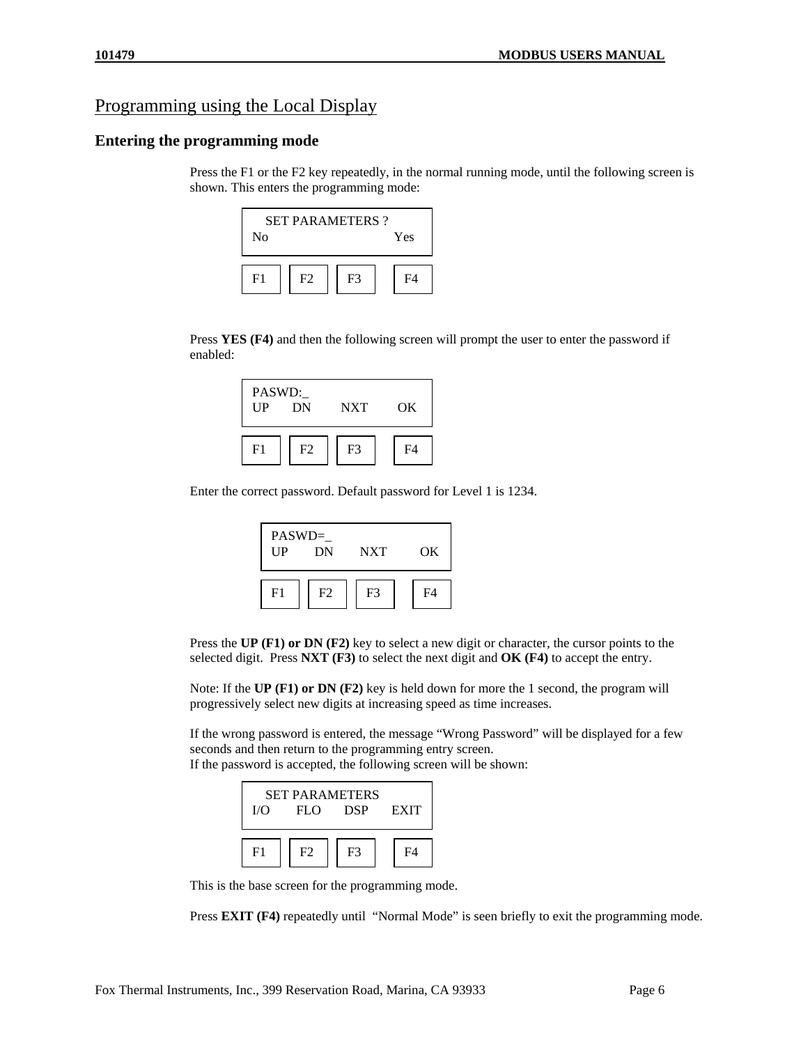# Programming using the Local Display

## Entering the programming mode

Press the F1 or the F2 key repeatedly, in the normal running mode, until the following screen is shown. This enters the programming mode:

```
   SET PARAMETERS ?
No                  Yes

F1    F2    F3    F4
```

Press **YES (F4)** and then the following screen will prompt the user to enter the password if enabled:

```
PASWD:_
UP    DN    NXT    OK

F1    F2    F3    F4
```

Enter the correct password. Default password for Level 1 is 1234.

```
PASWD=_
UP    DN    NXT    OK

F1    F2    F3    F4
```

Press the **UP (F1) or DN (F2)** key to select a new digit or character, the cursor points to the selected digit. Press **NXT (F3)** to select the next digit and **OK (F4)** to accept the entry.

Note: If the **UP (F1) or DN (F2)** key is held down for more the 1 second, the program will progressively select new digits at increasing speed as time increases.

If the wrong password is entered, the message "Wrong Password" will be displayed for a few seconds and then return to the programming entry screen.
If the password is accepted, the following screen will be shown:

```
   SET PARAMETERS
I/O    FLO    DSP    EXIT

F1    F2    F3    F4
```

This is the base screen for the programming mode.

Press **EXIT (F4)** repeatedly until "Normal Mode" is seen briefly to exit the programming mode.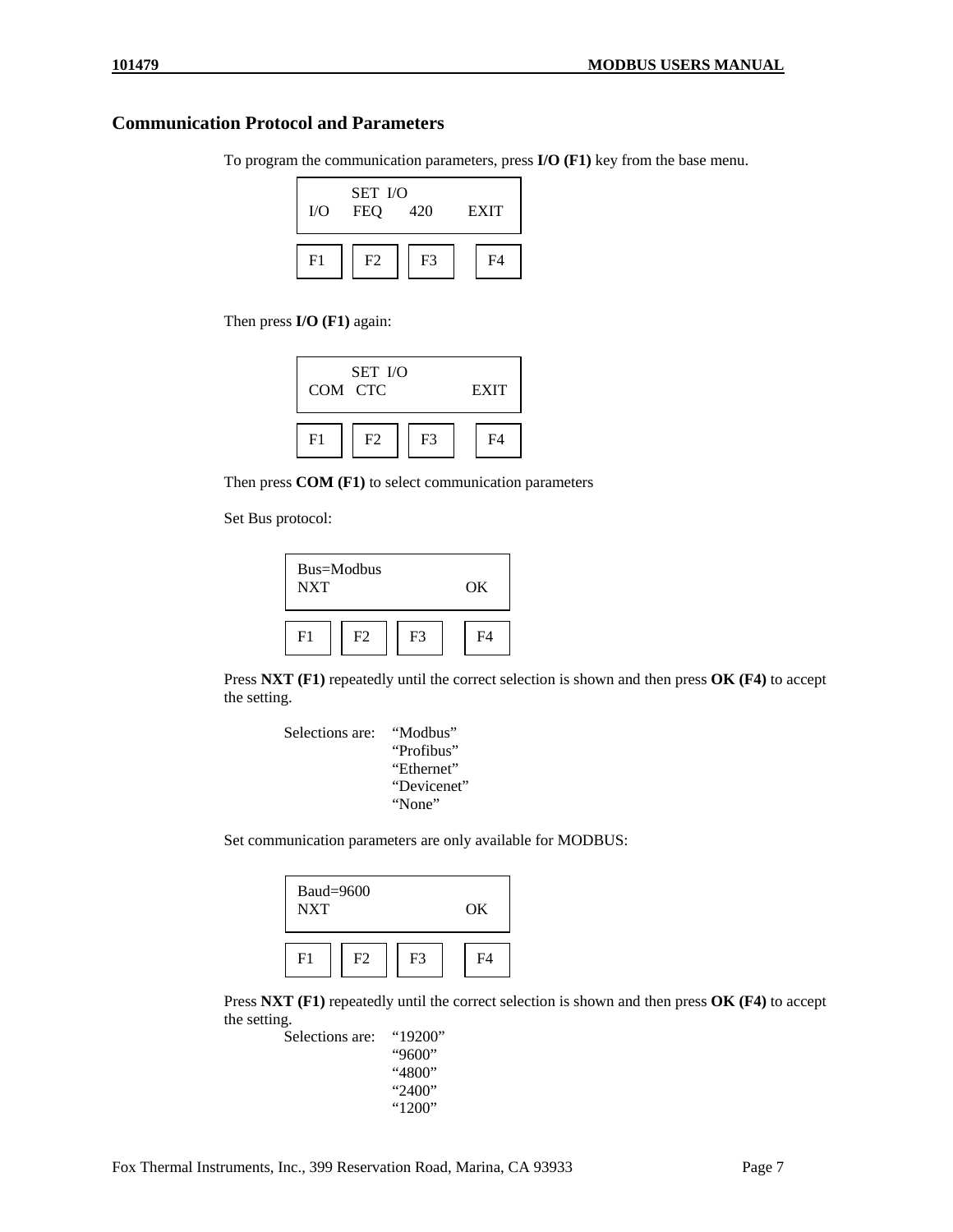## Communication Protocol and Parameters

To program the communication parameters, press **I/O (F1)** key from the base menu.

```
      SET  I/O
I/O    FEQ     420       EXIT

F1     F2      F3        F4
```

Then press **I/O (F1)** again:

```
      SET  I/O
COM   CTC                EXIT

F1     F2      F3        F4
```

Then press **COM (F1)** to select communication parameters

Set Bus protocol:

```
Bus=Modbus
NXT                      OK

F1     F2      F3        F4
```

Press **NXT (F1)** repeatedly until the correct selection is shown and then press **OK (F4)** to accept the setting.

Selections are: "Modbus"
"Profibus"
"Ethernet"
"Devicenet"
"None"

Set communication parameters are only available for MODBUS:

```
Baud=9600
NXT                      OK

F1     F2      F3        F4
```

Press **NXT (F1)** repeatedly until the correct selection is shown and then press **OK (F4)** to accept the setting.

Selections are: "19200"
"9600"
"4800"
"2400"
"1200"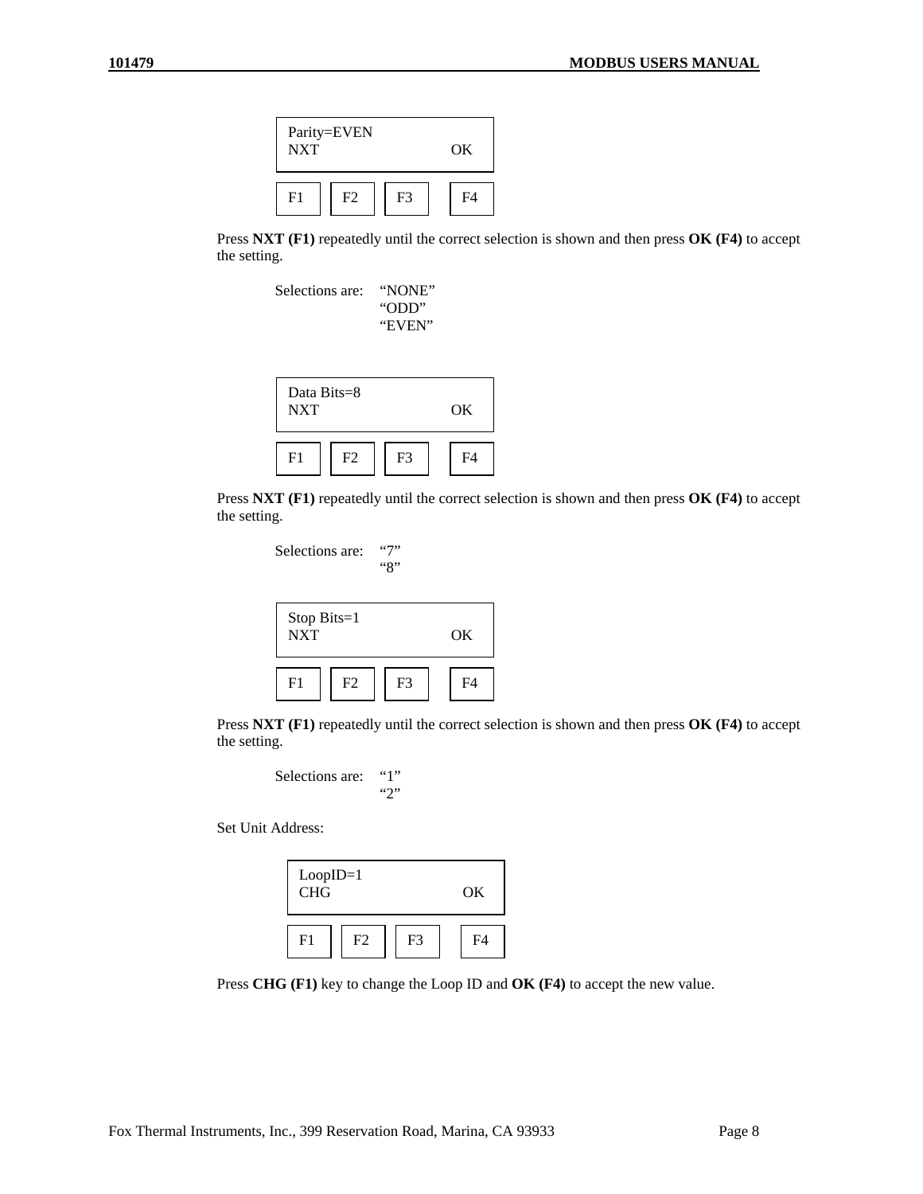```
Parity=EVEN
NXT                OK
```

| F1 | F2 | F3 | F4 |
|---|---|---|---|

Press **NXT (F1)** repeatedly until the correct selection is shown and then press **OK (F4)** to accept the setting.

Selections are: "NONE"
"ODD"
"EVEN"

```
Data Bits=8
NXT                OK
```

| F1 | F2 | F3 | F4 |
|---|---|---|---|

Press **NXT (F1)** repeatedly until the correct selection is shown and then press **OK (F4)** to accept the setting.

Selections are: "7"
"8"

```
Stop Bits=1
NXT                OK
```

| F1 | F2 | F3 | F4 |
|---|---|---|---|

Press **NXT (F1)** repeatedly until the correct selection is shown and then press **OK (F4)** to accept the setting.

Selections are: "1"
"2"

Set Unit Address:

```
LoopID=1
CHG                OK
```

| F1 | F2 | F3 | F4 |
|---|---|---|---|

Press **CHG (F1)** key to change the Loop ID and **OK (F4)** to accept the new value.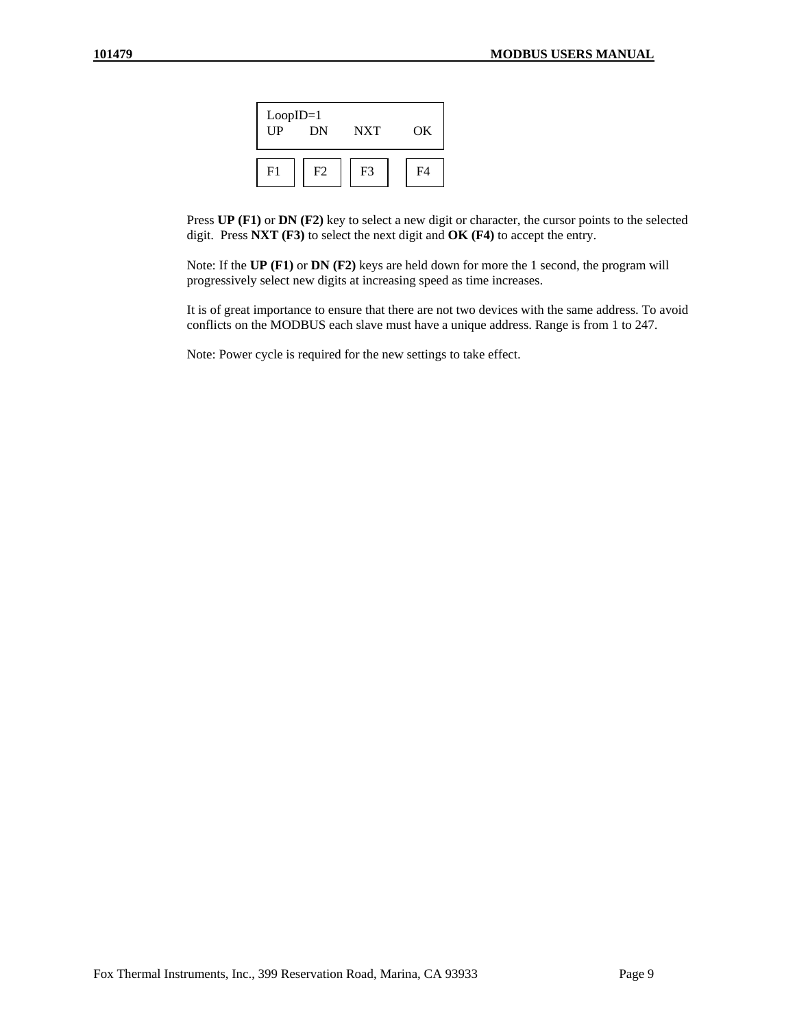```
LoopID=1
UP      DN      NXT      OK

F1      F2      F3       F4
```

Press **UP (F1)** or **DN (F2)** key to select a new digit or character, the cursor points to the selected digit. Press **NXT (F3)** to select the next digit and **OK (F4)** to accept the entry.

Note: If the **UP (F1)** or **DN (F2)** keys are held down for more the 1 second, the program will progressively select new digits at increasing speed as time increases.

It is of great importance to ensure that there are not two devices with the same address. To avoid conflicts on the MODBUS each slave must have a unique address. Range is from 1 to 247.

Note: Power cycle is required for the new settings to take effect.